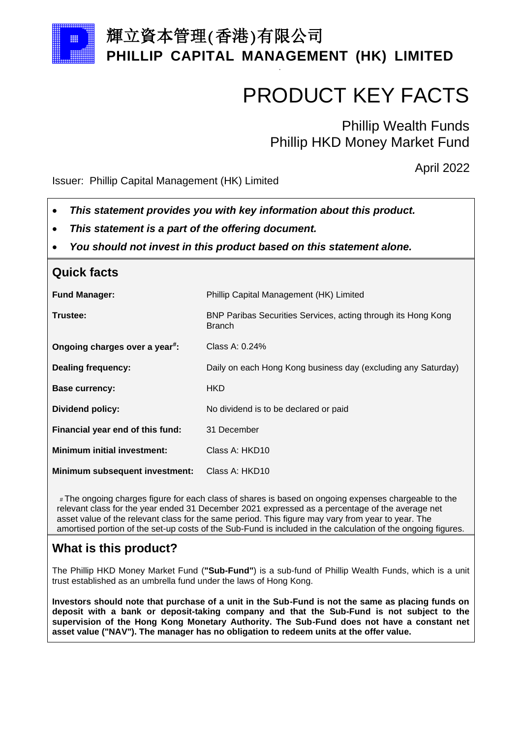輝立資本管理(香港)有限公司
**PHILLIP CAPITAL MANAGEMENT (HK) LIMITED**

# PRODUCT KEY FACTS

Phillip Wealth Funds
Phillip HKD Money Market Fund

April 2022

Issuer: Phillip Capital Management (HK) Limited

- ***This statement provides you with key information about this product.***
- ***This statement is a part of the offering document.***
- ***You should not invest in this product based on this statement alone.***

## Quick facts

| | |
|---|---|
| **Fund Manager:** | Phillip Capital Management (HK) Limited |
| **Trustee:** | BNP Paribas Securities Services, acting through its Hong Kong Branch |
| **Ongoing charges over a year#:** | Class A: 0.24% |
| **Dealing frequency:** | Daily on each Hong Kong business day (excluding any Saturday) |
| **Base currency:** | HKD |
| **Dividend policy:** | No dividend is to be declared or paid |
| **Financial year end of this fund:** | 31 December |
| **Minimum initial investment:** | Class A: HKD10 |
| **Minimum subsequent investment:** | Class A: HKD10 |

# The ongoing charges figure for each class of shares is based on ongoing expenses chargeable to the relevant class for the year ended 31 December 2021 expressed as a percentage of the average net asset value of the relevant class for the same period. This figure may vary from year to year. The amortised portion of the set-up costs of the Sub-Fund is included in the calculation of the ongoing figures.

## What is this product?

The Phillip HKD Money Market Fund (**"Sub-Fund"**) is a sub-fund of Phillip Wealth Funds, which is a unit trust established as an umbrella fund under the laws of Hong Kong.

**Investors should note that purchase of a unit in the Sub-Fund is not the same as placing funds on deposit with a bank or deposit-taking company and that the Sub-Fund is not subject to the supervision of the Hong Kong Monetary Authority. The Sub-Fund does not have a constant net asset value ("NAV"). The manager has no obligation to redeem units at the offer value.**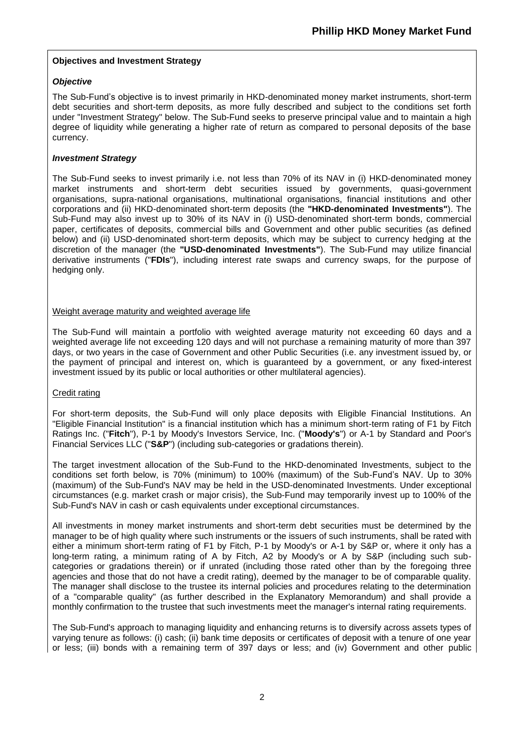**Objectives and Investment Strategy**

***Objective***

The Sub-Fund's objective is to invest primarily in HKD-denominated money market instruments, short-term debt securities and short-term deposits, as more fully described and subject to the conditions set forth under "Investment Strategy" below. The Sub-Fund seeks to preserve principal value and to maintain a high degree of liquidity while generating a higher rate of return as compared to personal deposits of the base currency.

***Investment Strategy***

The Sub-Fund seeks to invest primarily i.e. not less than 70% of its NAV in (i) HKD-denominated money market instruments and short-term debt securities issued by governments, quasi-government organisations, supra-national organisations, multinational organisations, financial institutions and other corporations and (ii) HKD-denominated short-term deposits (the **"HKD-denominated Investments"**). The Sub-Fund may also invest up to 30% of its NAV in (i) USD-denominated short-term bonds, commercial paper, certificates of deposits, commercial bills and Government and other public securities (as defined below) and (ii) USD-denominated short-term deposits, which may be subject to currency hedging at the discretion of the manager (the **"USD-denominated Investments"**). The Sub-Fund may utilize financial derivative instruments ("**FDIs**"), including interest rate swaps and currency swaps, for the purpose of hedging only.

Weight average maturity and weighted average life

The Sub-Fund will maintain a portfolio with weighted average maturity not exceeding 60 days and a weighted average life not exceeding 120 days and will not purchase a remaining maturity of more than 397 days, or two years in the case of Government and other Public Securities (i.e. any investment issued by, or the payment of principal and interest on, which is guaranteed by a government, or any fixed-interest investment issued by its public or local authorities or other multilateral agencies).

Credit rating

For short-term deposits, the Sub-Fund will only place deposits with Eligible Financial Institutions. An "Eligible Financial Institution" is a financial institution which has a minimum short-term rating of F1 by Fitch Ratings Inc. ("**Fitch**"), P-1 by Moody's Investors Service, Inc. ("**Moody's**") or A-1 by Standard and Poor's Financial Services LLC ("**S&P**") (including sub-categories or gradations therein).

The target investment allocation of the Sub-Fund to the HKD-denominated Investments, subject to the conditions set forth below, is 70% (minimum) to 100% (maximum) of the Sub-Fund's NAV. Up to 30% (maximum) of the Sub-Fund's NAV may be held in the USD-denominated Investments. Under exceptional circumstances (e.g. market crash or major crisis), the Sub-Fund may temporarily invest up to 100% of the Sub-Fund's NAV in cash or cash equivalents under exceptional circumstances.

All investments in money market instruments and short-term debt securities must be determined by the manager to be of high quality where such instruments or the issuers of such instruments, shall be rated with either a minimum short-term rating of F1 by Fitch, P-1 by Moody's or A-1 by S&P or, where it only has a long-term rating, a minimum rating of A by Fitch, A2 by Moody's or A by S&P (including such sub-categories or gradations therein) or if unrated (including those rated other than by the foregoing three agencies and those that do not have a credit rating), deemed by the manager to be of comparable quality. The manager shall disclose to the trustee its internal policies and procedures relating to the determination of a "comparable quality" (as further described in the Explanatory Memorandum) and shall provide a monthly confirmation to the trustee that such investments meet the manager's internal rating requirements.

The Sub-Fund's approach to managing liquidity and enhancing returns is to diversify across assets types of varying tenure as follows: (i) cash; (ii) bank time deposits or certificates of deposit with a tenure of one year or less; (iii) bonds with a remaining term of 397 days or less; and (iv) Government and other public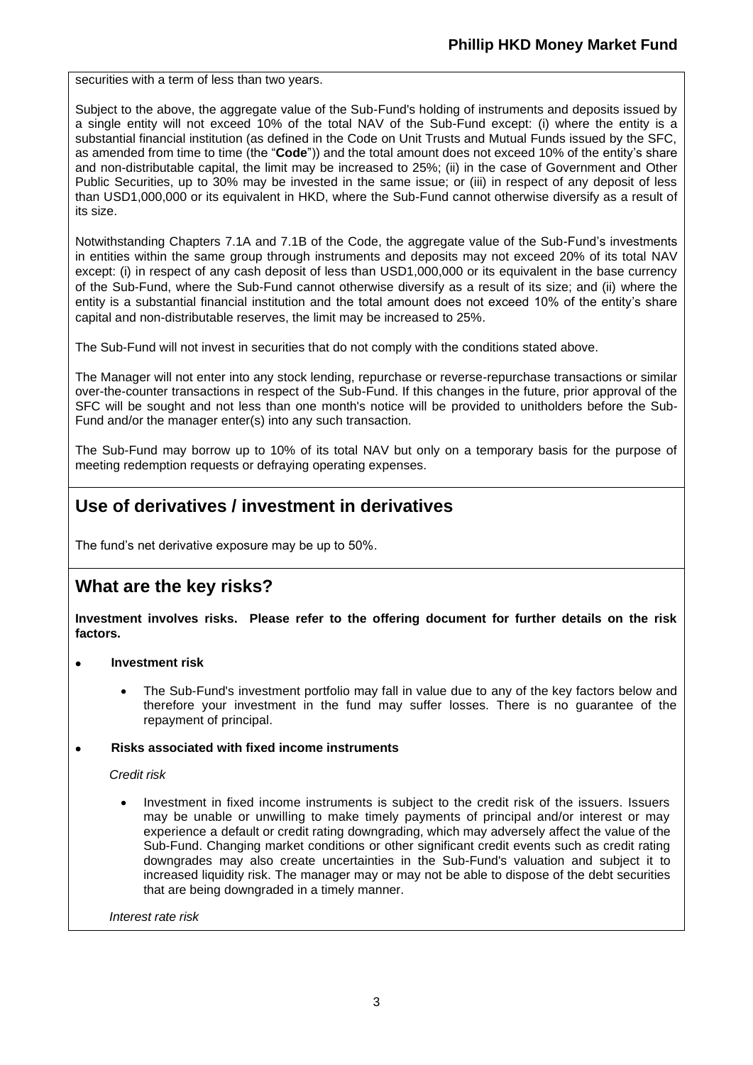securities with a term of less than two years.

Subject to the above, the aggregate value of the Sub-Fund's holding of instruments and deposits issued by a single entity will not exceed 10% of the total NAV of the Sub-Fund except: (i) where the entity is a substantial financial institution (as defined in the Code on Unit Trusts and Mutual Funds issued by the SFC, as amended from time to time (the "**Code**")) and the total amount does not exceed 10% of the entity's share and non-distributable capital, the limit may be increased to 25%; (ii) in the case of Government and Other Public Securities, up to 30% may be invested in the same issue; or (iii) in respect of any deposit of less than USD1,000,000 or its equivalent in HKD, where the Sub-Fund cannot otherwise diversify as a result of its size.

Notwithstanding Chapters 7.1A and 7.1B of the Code, the aggregate value of the Sub-Fund's investments in entities within the same group through instruments and deposits may not exceed 20% of its total NAV except: (i) in respect of any cash deposit of less than USD1,000,000 or its equivalent in the base currency of the Sub-Fund, where the Sub-Fund cannot otherwise diversify as a result of its size; and (ii) where the entity is a substantial financial institution and the total amount does not exceed 10% of the entity's share capital and non-distributable reserves, the limit may be increased to 25%.

The Sub-Fund will not invest in securities that do not comply with the conditions stated above.

The Manager will not enter into any stock lending, repurchase or reverse-repurchase transactions or similar over-the-counter transactions in respect of the Sub-Fund. If this changes in the future, prior approval of the SFC will be sought and not less than one month's notice will be provided to unitholders before the Sub-Fund and/or the manager enter(s) into any such transaction.

The Sub-Fund may borrow up to 10% of its total NAV but only on a temporary basis for the purpose of meeting redemption requests or defraying operating expenses.

## Use of derivatives / investment in derivatives

The fund's net derivative exposure may be up to 50%.

## What are the key risks?

**Investment involves risks. Please refer to the offering document for further details on the risk factors.**

- **Investment risk**
  - The Sub-Fund's investment portfolio may fall in value due to any of the key factors below and therefore your investment in the fund may suffer losses. There is no guarantee of the repayment of principal.

- **Risks associated with fixed income instruments**

  *Credit risk*

  - Investment in fixed income instruments is subject to the credit risk of the issuers. Issuers may be unable or unwilling to make timely payments of principal and/or interest or may experience a default or credit rating downgrading, which may adversely affect the value of the Sub-Fund. Changing market conditions or other significant credit events such as credit rating downgrades may also create uncertainties in the Sub-Fund's valuation and subject it to increased liquidity risk. The manager may or may not be able to dispose of the debt securities that are being downgraded in a timely manner.

  *Interest rate risk*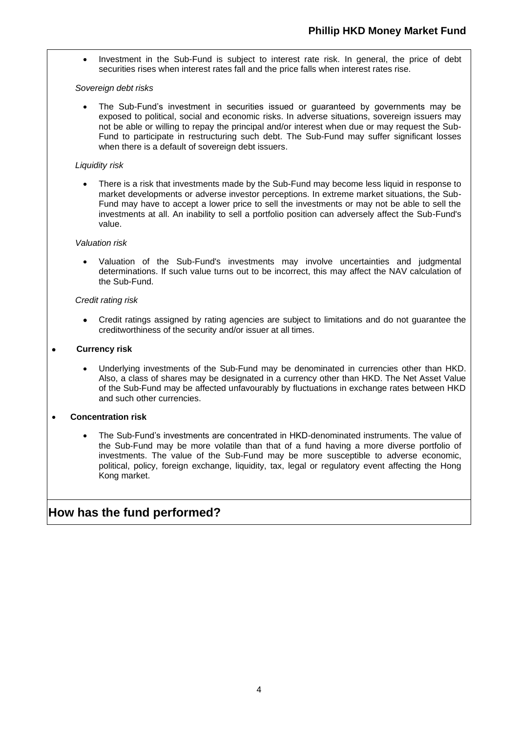- Investment in the Sub-Fund is subject to interest rate risk. In general, the price of debt securities rises when interest rates fall and the price falls when interest rates rise.

*Sovereign debt risks*

- The Sub-Fund's investment in securities issued or guaranteed by governments may be exposed to political, social and economic risks. In adverse situations, sovereign issuers may not be able or willing to repay the principal and/or interest when due or may request the Sub-Fund to participate in restructuring such debt. The Sub-Fund may suffer significant losses when there is a default of sovereign debt issuers.

*Liquidity risk*

- There is a risk that investments made by the Sub-Fund may become less liquid in response to market developments or adverse investor perceptions. In extreme market situations, the Sub-Fund may have to accept a lower price to sell the investments or may not be able to sell the investments at all. An inability to sell a portfolio position can adversely affect the Sub-Fund's value.

*Valuation risk*

- Valuation of the Sub-Fund's investments may involve uncertainties and judgmental determinations. If such value turns out to be incorrect, this may affect the NAV calculation of the Sub-Fund.

*Credit rating risk*

- Credit ratings assigned by rating agencies are subject to limitations and do not guarantee the creditworthiness of the security and/or issuer at all times.

- **Currency risk**
  - Underlying investments of the Sub-Fund may be denominated in currencies other than HKD. Also, a class of shares may be designated in a currency other than HKD. The Net Asset Value of the Sub-Fund may be affected unfavourably by fluctuations in exchange rates between HKD and such other currencies.

- **Concentration risk**
  - The Sub-Fund's investments are concentrated in HKD-denominated instruments. The value of the Sub-Fund may be more volatile than that of a fund having a more diverse portfolio of investments. The value of the Sub-Fund may be more susceptible to adverse economic, political, policy, foreign exchange, liquidity, tax, legal or regulatory event affecting the Hong Kong market.

## How has the fund performed?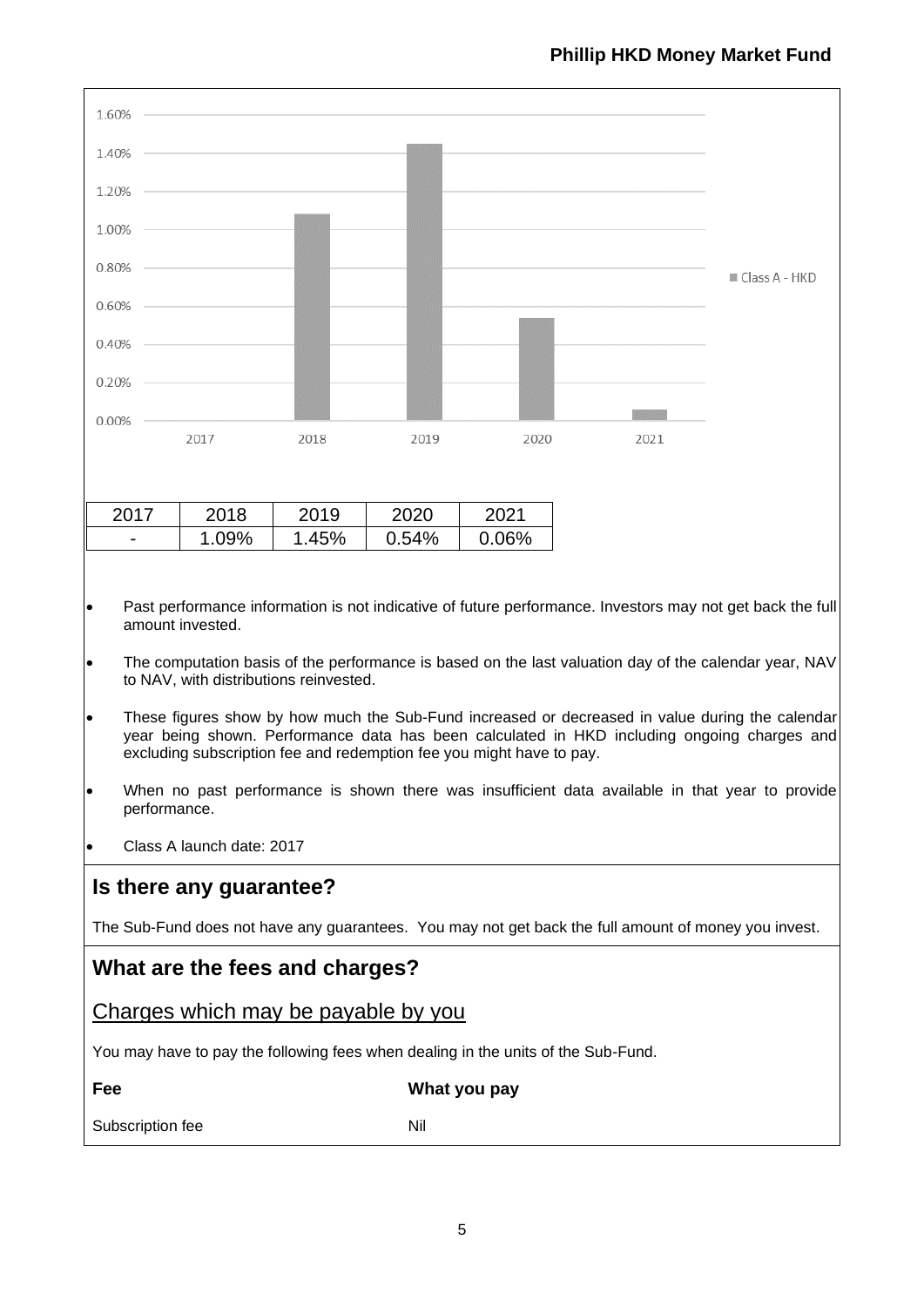| 2017 | 2018 | 2019 | 2020 | 2021 |
|---|---|---|---|---|
| - | 1.09% | 1.45% | 0.54% | 0.06% |

- Past performance information is not indicative of future performance. Investors may not get back the full amount invested.
- The computation basis of the performance is based on the last valuation day of the calendar year, NAV to NAV, with distributions reinvested.
- These figures show by how much the Sub-Fund increased or decreased in value during the calendar year being shown. Performance data has been calculated in HKD including ongoing charges and excluding subscription fee and redemption fee you might have to pay.
- When no past performance is shown there was insufficient data available in that year to provide performance.
- Class A launch date: 2017

## Is there any guarantee?

The Sub-Fund does not have any guarantees. You may not get back the full amount of money you invest.

## What are the fees and charges?

### Charges which may be payable by you

You may have to pay the following fees when dealing in the units of the Sub-Fund.

| Fee | What you pay |
|---|---|
| Subscription fee | Nil |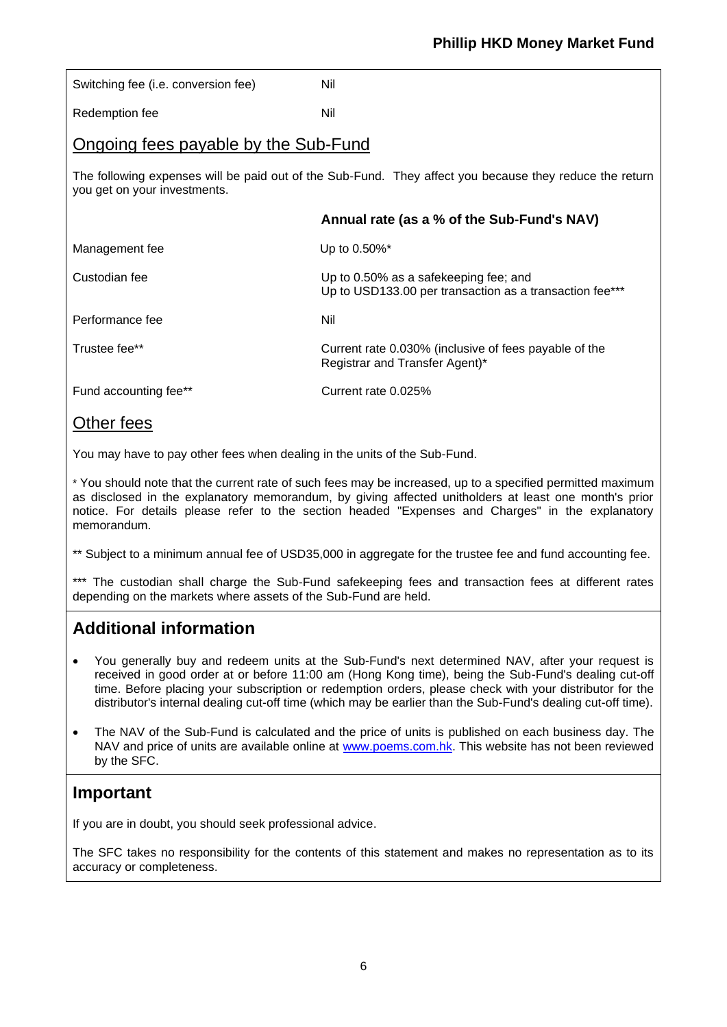| | |
|---|---|
| Switching fee (i.e. conversion fee) | Nil |
| Redemption fee | Nil |

## Ongoing fees payable by the Sub-Fund

The following expenses will be paid out of the Sub-Fund. They affect you because they reduce the return you get on your investments.

| | Annual rate (as a % of the Sub-Fund's NAV) |
|---|---|
| Management fee | Up to 0.50%* |
| Custodian fee | Up to 0.50% as a safekeeping fee; and<br>Up to USD133.00 per transaction as a transaction fee*** |
| Performance fee | Nil |
| Trustee fee** | Current rate 0.030% (inclusive of fees payable of the Registrar and Transfer Agent)* |
| Fund accounting fee** | Current rate 0.025% |

## Other fees

You may have to pay other fees when dealing in the units of the Sub-Fund.

* You should note that the current rate of such fees may be increased, up to a specified permitted maximum as disclosed in the explanatory memorandum, by giving affected unitholders at least one month's prior notice. For details please refer to the section headed "Expenses and Charges" in the explanatory memorandum.

** Subject to a minimum annual fee of USD35,000 in aggregate for the trustee fee and fund accounting fee.

*** The custodian shall charge the Sub-Fund safekeeping fees and transaction fees at different rates depending on the markets where assets of the Sub-Fund are held.

# Additional information

- You generally buy and redeem units at the Sub-Fund's next determined NAV, after your request is received in good order at or before 11:00 am (Hong Kong time), being the Sub-Fund's dealing cut-off time. Before placing your subscription or redemption orders, please check with your distributor for the distributor's internal dealing cut-off time (which may be earlier than the Sub-Fund's dealing cut-off time).
- The NAV of the Sub-Fund is calculated and the price of units is published on each business day. The NAV and price of units are available online at www.poems.com.hk. This website has not been reviewed by the SFC.

# Important

If you are in doubt, you should seek professional advice.

The SFC takes no responsibility for the contents of this statement and makes no representation as to its accuracy or completeness.